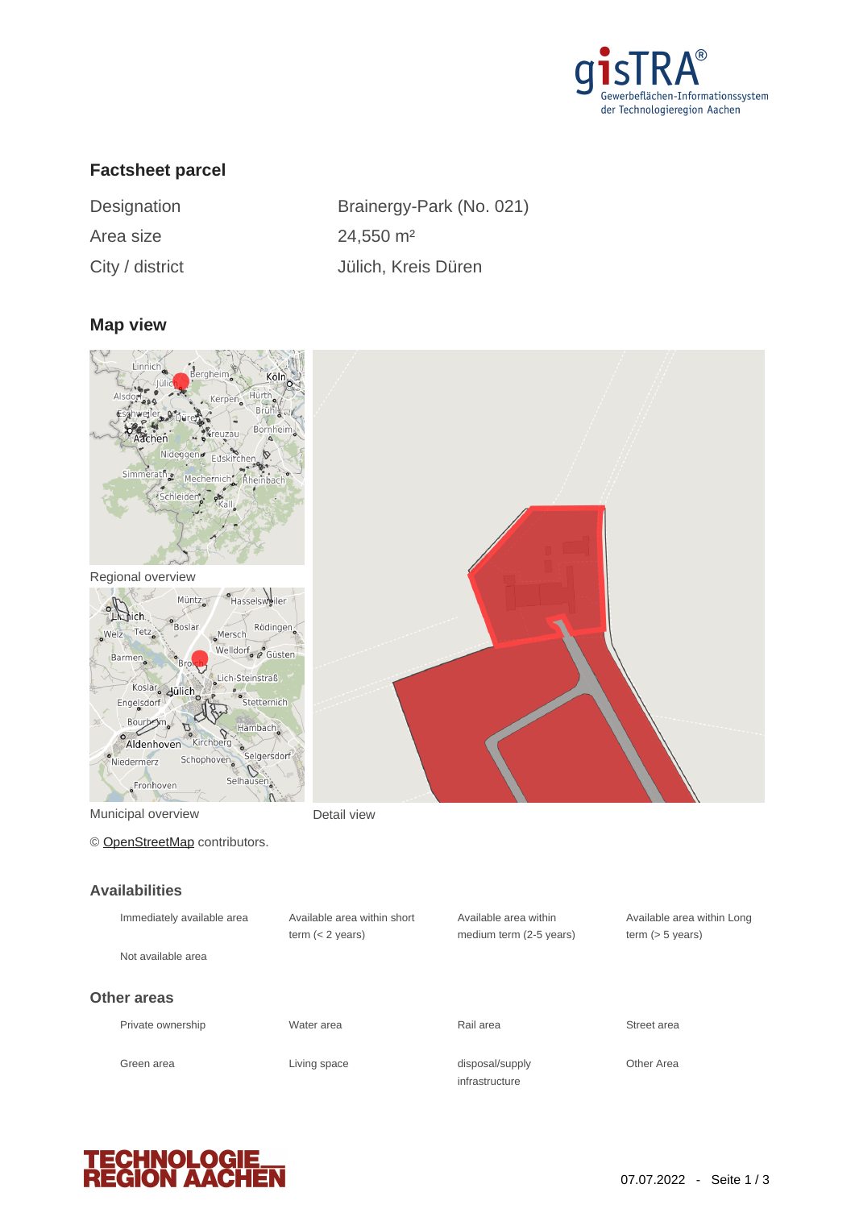## Factsheet parcel

| Designation | Brainergy-Park (No. 021) |
|---|---|
| Area size | 24,550 m² |
| City / district | Jülich, Kreis Düren |

## Map view

Regional overview

Municipal overview

Detail view

© OpenStreetMap contributors.

## Availabilities

| | | | |
|---|---|---|---|
| Immediately available area | Available area within short term (< 2 years) | Available area within medium term (2-5 years) | Available area within Long term (> 5 years) |
| Not available area | | | |

## Other areas

| | | | |
|---|---|---|---|
| Private ownership | Water area | Rail area | Street area |
| Green area | Living space | disposal/supply infrastructure | Other Area |

07.07.2022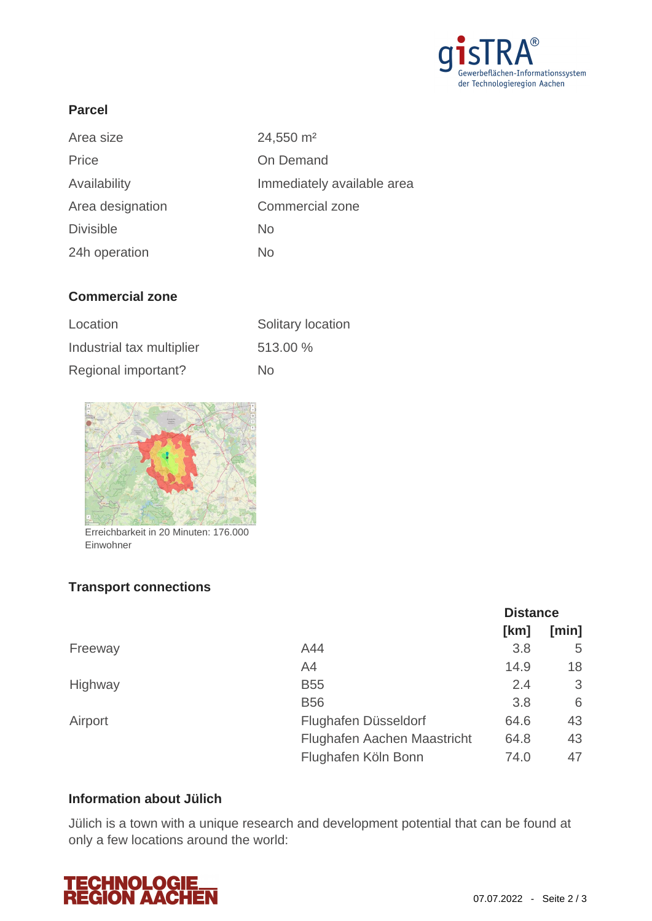## Parcel

| | |
|---|---|
| Area size | 24,550 m² |
| Price | On Demand |
| Availability | Immediately available area |
| Area designation | Commercial zone |
| Divisible | No |
| 24h operation | No |

## Commercial zone

| | |
|---|---|
| Location | Solitary location |
| Industrial tax multiplier | 513.00 % |
| Regional important? | No |

Erreichbarkeit in 20 Minuten: 176.000 Einwohner

## Transport connections

| | | Distance | |
|---|---|---|---|
| | | [km] | [min] |
| Freeway | A44 | 3.8 | 5 |
| | A4 | 14.9 | 18 |
| Highway | B55 | 2.4 | 3 |
| | B56 | 3.8 | 6 |
| Airport | Flughafen Düsseldorf | 64.6 | 43 |
| | Flughafen Aachen Maastricht | 64.8 | 43 |
| | Flughafen Köln Bonn | 74.0 | 47 |

## Information about Jülich

Jülich is a town with a unique research and development potential that can be found at only a few locations around the world: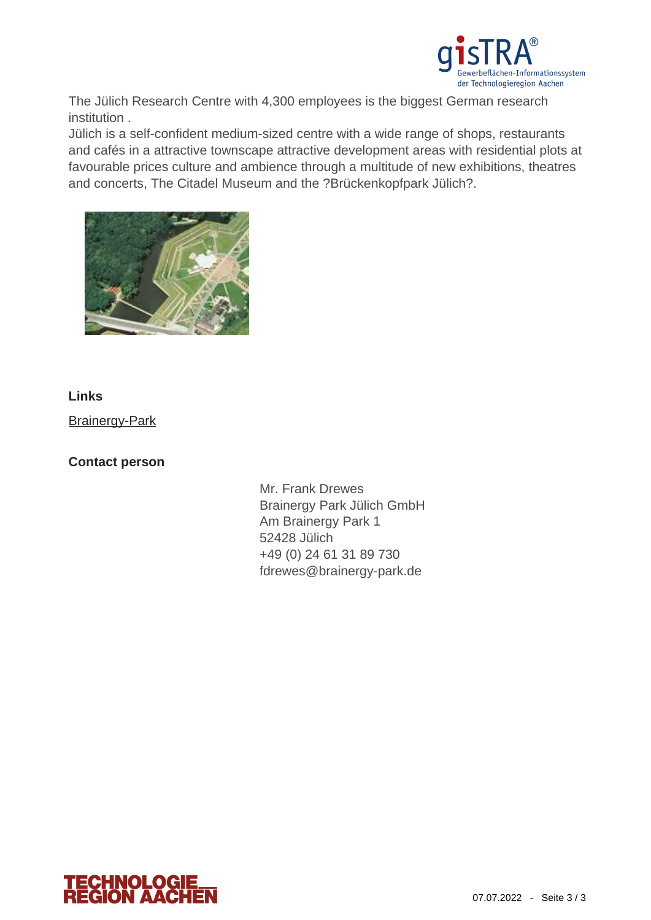The Jülich Research Centre with 4,300 employees is the biggest German research institution .
Jülich is a self-confident medium-sized centre with a wide range of shops, restaurants and cafés in a attractive townscape attractive development areas with residential plots at favourable prices culture and ambience through a multitude of new exhibitions, theatres and concerts, The Citadel Museum and the ?Brückenkopfpark Jülich?.

**Links**

Brainergy-Park

**Contact person**

Mr. Frank Drewes
Brainergy Park Jülich GmbH
Am Brainergy Park 1
52428 Jülich
+49 (0) 24 61 31 89 730
fdrewes@brainergy-park.de